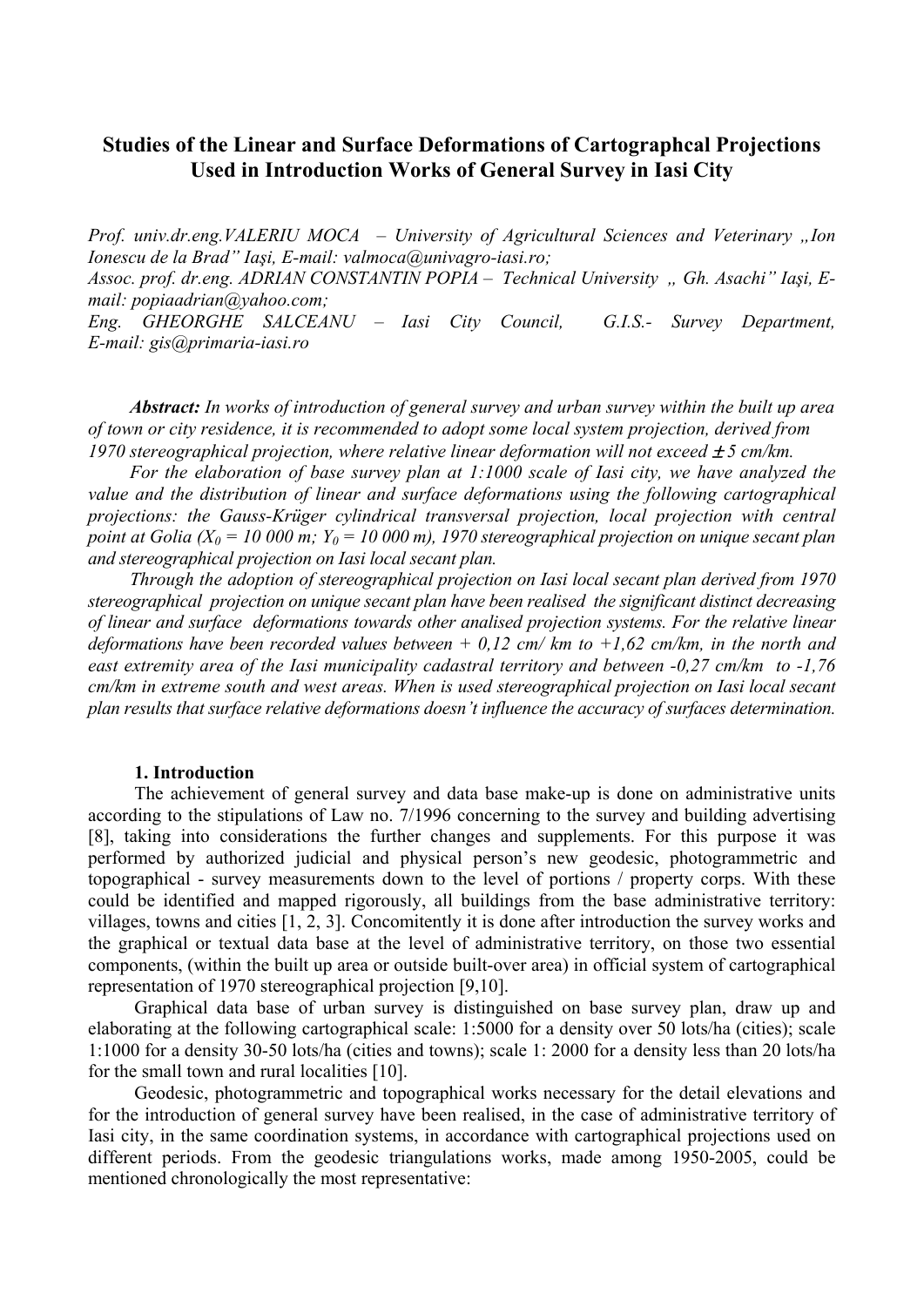# Studies of the Linear and Surface Deformations of Cartographcal Projections Used in Introduction Works of General Survey in Iasi City

*Prof. univ.dr.eng.VALERIU MOCA – University of Agricultural Sciences and Veterinary „Ion Ionescu de la Brad" Iaşi, E-mail: valmoca@univagro-iasi.ro;*
*Assoc. prof. dr.eng. ADRIAN CONSTANTIN POPIA – Technical University „ Gh. Asachi" Iaşi, E-mail: popiaadrian@yahoo.com;*
*Eng. GHEORGHE SALCEANU – Iasi City Council, G.I.S.- Survey Department, E-mail: gis@primaria-iasi.ro*

***Abstract:*** *In works of introduction of general survey and urban survey within the built up area of town or city residence, it is recommended to adopt some local system projection, derived from 1970 stereographical projection, where relative linear deformation will not exceed ± 5 cm/km.*

*For the elaboration of base survey plan at 1:1000 scale of Iasi city, we have analyzed the value and the distribution of linear and surface deformations using the following cartographical projections: the Gauss-Krüger cylindrical transversal projection, local projection with central point at Golia ($X_0$ = 10 000 m; $Y_0$ = 10 000 m), 1970 stereographical projection on unique secant plan and stereographical projection on Iasi local secant plan.*

*Through the adoption of stereographical projection on Iasi local secant plan derived from 1970 stereographical projection on unique secant plan have been realised the significant distinct decreasing of linear and surface deformations towards other analised projection systems. For the relative linear deformations have been recorded values between + 0,12 cm/ km to +1,62 cm/km, in the north and east extremity area of the Iasi municipality cadastral territory and between -0,27 cm/km to -1,76 cm/km in extreme south and west areas. When is used stereographical projection on Iasi local secant plan results that surface relative deformations doesn't influence the accuracy of surfaces determination.*

## 1. Introduction

The achievement of general survey and data base make-up is done on administrative units according to the stipulations of Law no. 7/1996 concerning to the survey and building advertising [8], taking into considerations the further changes and supplements. For this purpose it was performed by authorized judicial and physical person's new geodesic, photogrammetric and topographical - survey measurements down to the level of portions / property corps. With these could be identified and mapped rigorously, all buildings from the base administrative territory: villages, towns and cities [1, 2, 3]. Concomitently it is done after introduction the survey works and the graphical or textual data base at the level of administrative territory, on those two essential components, (within the built up area or outside built-over area) in official system of cartographical representation of 1970 stereographical projection [9,10].

Graphical data base of urban survey is distinguished on base survey plan, draw up and elaborating at the following cartographical scale: 1:5000 for a density over 50 lots/ha (cities); scale 1:1000 for a density 30-50 lots/ha (cities and towns); scale 1: 2000 for a density less than 20 lots/ha for the small town and rural localities [10].

Geodesic, photogrammetric and topographical works necessary for the detail elevations and for the introduction of general survey have been realised, in the case of administrative territory of Iasi city, in the same coordination systems, in accordance with cartographical projections used on different periods. From the geodesic triangulations works, made among 1950-2005, could be mentioned chronologically the most representative: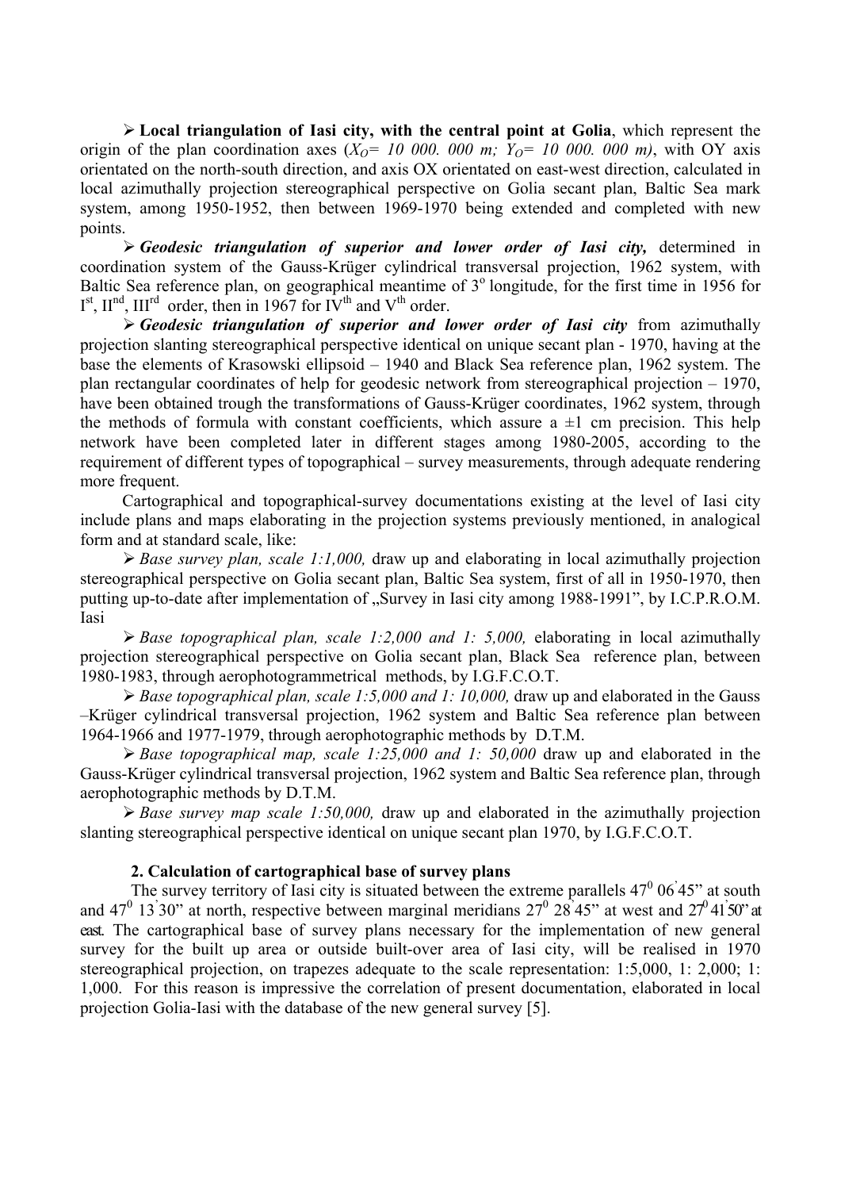➢ **Local triangulation of Iasi city, with the central point at Golia**, which represent the origin of the plan coordination axes (*$X_O$= 10 000. 000 m; $Y_O$= 10 000. 000 m)*, with OY axis orientated on the north-south direction, and axis OX orientated on east-west direction, calculated in local azimuthally projection stereographical perspective on Golia secant plan, Baltic Sea mark system, among 1950-1952, then between 1969-1970 being extended and completed with new points.

➢ ***Geodesic triangulation of superior and lower order of Iasi city,*** determined in coordination system of the Gauss-Krüger cylindrical transversal projection, 1962 system, with Baltic Sea reference plan, on geographical meantime of $3^o$ longitude, for the first time in 1956 for I[st], II[nd], III[rd] order, then in 1967 for IV[th] and V[th] order.

➢ ***Geodesic triangulation of superior and lower order of Iasi city*** from azimuthally projection slanting stereographical perspective identical on unique secant plan - 1970, having at the base the elements of Krasowski ellipsoid – 1940 and Black Sea reference plan, 1962 system. The plan rectangular coordinates of help for geodesic network from stereographical projection – 1970, have been obtained trough the transformations of Gauss-Krüger coordinates, 1962 system, through the methods of formula with constant coefficients, which assure a ±1 cm precision. This help network have been completed later in different stages among 1980-2005, according to the requirement of different types of topographical – survey measurements, through adequate rendering more frequent.

Cartographical and topographical-survey documentations existing at the level of Iasi city include plans and maps elaborating in the projection systems previously mentioned, in analogical form and at standard scale, like:

➢ *Base survey plan, scale 1:1,000,* draw up and elaborating in local azimuthally projection stereographical perspective on Golia secant plan, Baltic Sea system, first of all in 1950-1970, then putting up-to-date after implementation of „Survey in Iasi city among 1988-1991", by I.C.P.R.O.M. Iasi

➢ *Base topographical plan, scale 1:2,000 and 1: 5,000,* elaborating in local azimuthally projection stereographical perspective on Golia secant plan, Black Sea reference plan, between 1980-1983, through aerophotogrammetrical methods, by I.G.F.C.O.T.

➢ *Base topographical plan, scale 1:5,000 and 1: 10,000,* draw up and elaborated in the Gauss –Krüger cylindrical transversal projection, 1962 system and Baltic Sea reference plan between 1964-1966 and 1977-1979, through aerophotographic methods by D.T.M.

➢ *Base topographical map, scale 1:25,000 and 1: 50,000* draw up and elaborated in the Gauss-Krüger cylindrical transversal projection, 1962 system and Baltic Sea reference plan, through aerophotographic methods by D.T.M.

➢ *Base survey map scale 1:50,000,* draw up and elaborated in the azimuthally projection slanting stereographical perspective identical on unique secant plan 1970, by I.G.F.C.O.T.

**2. Calculation of cartographical base of survey plans**

The survey territory of Iasi city is situated between the extreme parallels $47^0\ 06^{'}45"$ at south and $47^0\ 13^{'}30"$ at north, respective between marginal meridians $27^0\ 28^{'}45"$ at west and $27^0\ 41^{'}50"$ at east. The cartographical base of survey plans necessary for the implementation of new general survey for the built up area or outside built-over area of Iasi city, will be realised in 1970 stereographical projection, on trapezes adequate to the scale representation: 1:5,000, 1: 2,000; 1: 1,000. For this reason is impressive the correlation of present documentation, elaborated in local projection Golia-Iasi with the database of the new general survey [5].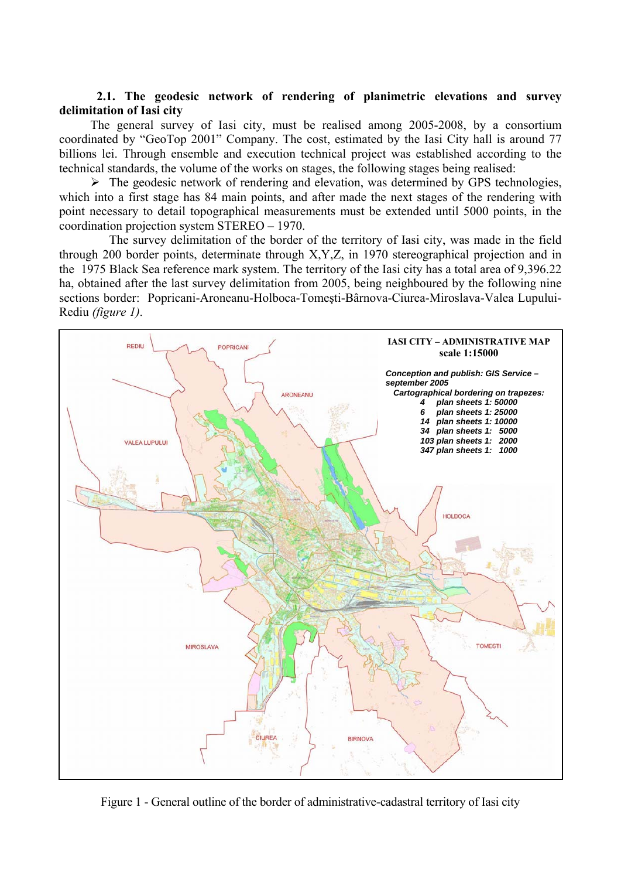### 2.1. The geodesic network of rendering of planimetric elevations and survey delimitation of Iasi city

The general survey of Iasi city, must be realised among 2005-2008, by a consortium coordinated by "GeoTop 2001" Company. The cost, estimated by the Iasi City hall is around 77 billions lei. Through ensemble and execution technical project was established according to the technical standards, the volume of the works on stages, the following stages being realised:

- The geodesic network of rendering and elevation, was determined by GPS technologies, which into a first stage has 84 main points, and after made the next stages of the rendering with point necessary to detail topographical measurements must be extended until 5000 points, in the coordination projection system STEREO – 1970.

The survey delimitation of the border of the territory of Iasi city, was made in the field through 200 border points, determinate through X,Y,Z, in 1970 stereographical projection and in the 1975 Black Sea reference mark system. The territory of the Iasi city has a total area of 9,396.22 ha, obtained after the last survey delimitation from 2005, being neighboured by the following nine sections border: Popricani-Aroneanu-Holboca-Tomeşti-Bârnova-Ciurea-Miroslava-Valea Lupului-Rediu *(figure 1)*.

Figure 1 - General outline of the border of administrative-cadastral territory of Iasi city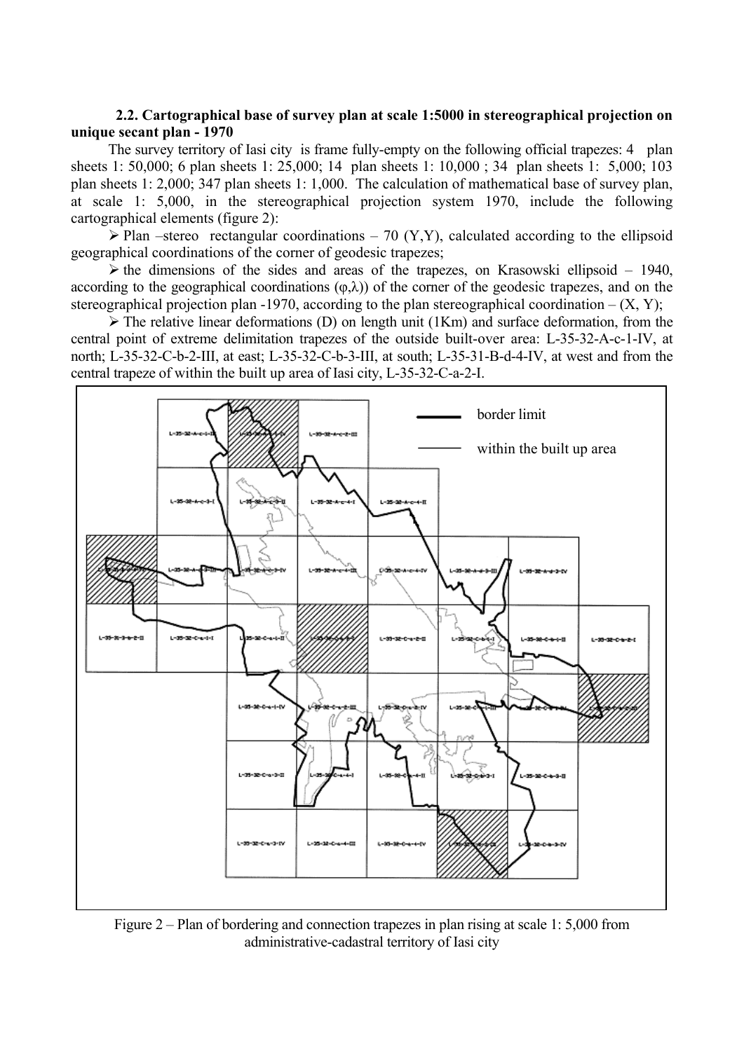**2.2. Cartographical base of survey plan at scale 1:5000 in stereographical projection on unique secant plan - 1970**

The survey territory of Iasi city is frame fully-empty on the following official trapezes: 4 plan sheets 1: 50,000; 6 plan sheets 1: 25,000; 14 plan sheets 1: 10,000 ; 34 plan sheets 1: 5,000; 103 plan sheets 1: 2,000; 347 plan sheets 1: 1,000. The calculation of mathematical base of survey plan, at scale 1: 5,000, in the stereographical projection system 1970, include the following cartographical elements (figure 2):

- Plan –stereo rectangular coordinations – 70 (Y,Y), calculated according to the ellipsoid geographical coordinations of the corner of geodesic trapezes;
- the dimensions of the sides and areas of the trapezes, on Krasowski ellipsoid – 1940, according to the geographical coordinations (φ,λ)) of the corner of the geodesic trapezes, and on the stereographical projection plan -1970, according to the plan stereographical coordination – (X, Y);
- The relative linear deformations (D) on length unit (1Km) and surface deformation, from the central point of extreme delimitation trapezes of the outside built-over area: L-35-32-A-c-1-IV, at north; L-35-32-C-b-2-III, at east; L-35-32-C-b-3-III, at south; L-35-31-B-d-4-IV, at west and from the central trapeze of within the built up area of Iasi city, L-35-32-C-a-2-I.

Figure 2 – Plan of bordering and connection trapezes in plan rising at scale 1: 5,000 from administrative-cadastral territory of Iasi city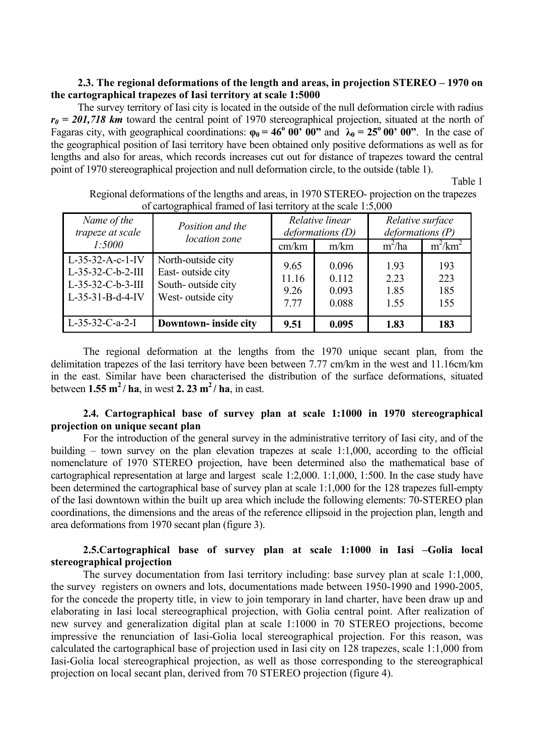### 2.3. The regional deformations of the length and areas, in projection STEREO – 1970 on the cartographical trapezes of Iasi territory at scale 1:5000

The survey territory of Iasi city is located in the outside of the null deformation circle with radius $r_0 = 201,718$ **km** toward the central point of 1970 stereographical projection, situated at the north of Fagaras city, with geographical coordinations: $\varphi_0 = 46^o\ 00'\ 00''$ and $\lambda_0 = 25^o\ 00'\ 00''$. In the case of the geographical position of Iasi territory have been obtained only positive deformations as well as for lengths and also for areas, which records increases cut out for distance of trapezes toward the central point of 1970 stereographical projection and null deformation circle, to the outside (table 1).

Table 1

Regional deformations of the lengths and areas, in 1970 STEREO- projection on the trapezes of cartographical framed of Iasi territory at the scale 1:5,000

| *Name of the trapeze at scale 1:5000* | *Position and the location zone* | *Relative linear deformations (D)* | | *Relative surface deformations (P)* | |
|---|---|---|---|---|---|
| | | cm/km | m/km | $m^2$/ha | $m^2$/$km^2$ |
| L-35-32-A-c-1-IV | North-outside city | 9.65 | 0.096 | 1.93 | 193 |
| L-35-32-C-b-2-III | East- outside city | 11.16 | 0.112 | 2.23 | 223 |
| L-35-32-C-b-3-III | South- outside city | 9.26 | 0.093 | 1.85 | 185 |
| L-35-31-B-d-4-IV | West- outside city | 7.77 | 0.088 | 1.55 | 155 |
| L-35-32-C-a-2-I | **Downtown- inside city** | **9.51** | **0.095** | **1.83** | **183** |

The regional deformation at the lengths from the 1970 unique secant plan, from the delimitation trapezes of the Iasi territory have been between 7.77 cm/km in the west and 11.16cm/km in the east. Similar have been characterised the distribution of the surface deformations, situated between **1.55 $m^2$ / ha**, in west **2. 23 $m^2$ / ha**, in east.

### 2.4. Cartographical base of survey plan at scale 1:1000 in 1970 stereographical projection on unique secant plan

For the introduction of the general survey in the administrative territory of Iasi city, and of the building – town survey on the plan elevation trapezes at scale 1:1,000, according to the official nomenclature of 1970 STEREO projection, have been determined also the mathematical base of cartographical representation at large and largest scale 1:2,000. 1:1,000, 1:500. In the case study have been determined the cartographical base of survey plan at scale 1:1,000 for the 128 trapezes full-empty of the Iasi downtown within the built up area which include the following elements: 70-STEREO plan coordinations, the dimensions and the areas of the reference ellipsoid in the projection plan, length and area deformations from 1970 secant plan (figure 3).

### 2.5.Cartographical base of survey plan at scale 1:1000 in Iasi –Golia local stereographical projection

The survey documentation from Iasi territory including: base survey plan at scale 1:1,000, the survey registers on owners and lots, documentations made between 1950-1990 and 1990-2005, for the concede the property title, in view to join temporary in land charter, have been draw up and elaborating in Iasi local stereographical projection, with Golia central point. After realization of new survey and generalization digital plan at scale 1:1000 in 70 STEREO projections, become impressive the renunciation of Iasi-Golia local stereographical projection. For this reason, was calculated the cartographical base of projection used in Iasi city on 128 trapezes, scale 1:1,000 from Iasi-Golia local stereographical projection, as well as those corresponding to the stereographical projection on local secant plan, derived from 70 STEREO projection (figure 4).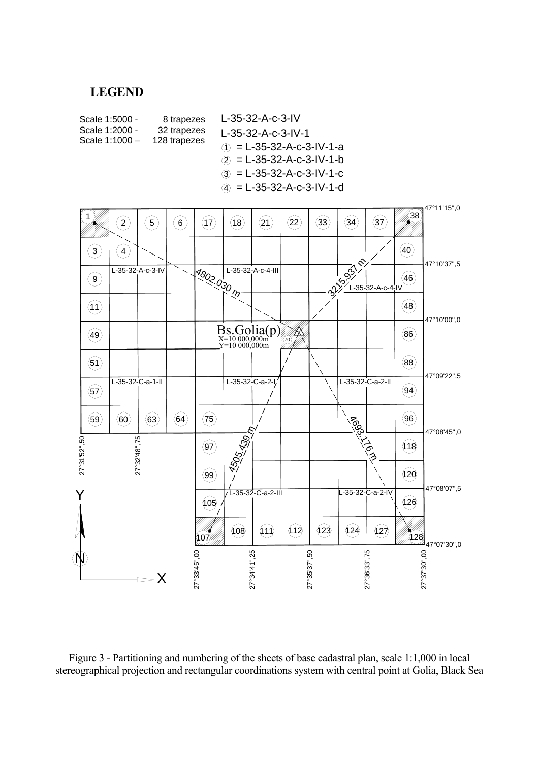## LEGEND

Scale 1:5000 - 8 trapezes
Scale 1:2000 - 32 trapezes
Scale 1:1000 – 128 trapezes

L-35-32-A-c-3-IV
L-35-32-A-c-3-IV-1
① = L-35-32-A-c-3-IV-1-a
② = L-35-32-A-c-3-IV-1-b
③ = L-35-32-A-c-3-IV-1-c
④ = L-35-32-A-c-3-IV-1-d

Figure 3 - Partitioning and numbering of the sheets of base cadastral plan, scale 1:1,000 in local stereographical projection and rectangular coordinations system with central point at Golia, Black Sea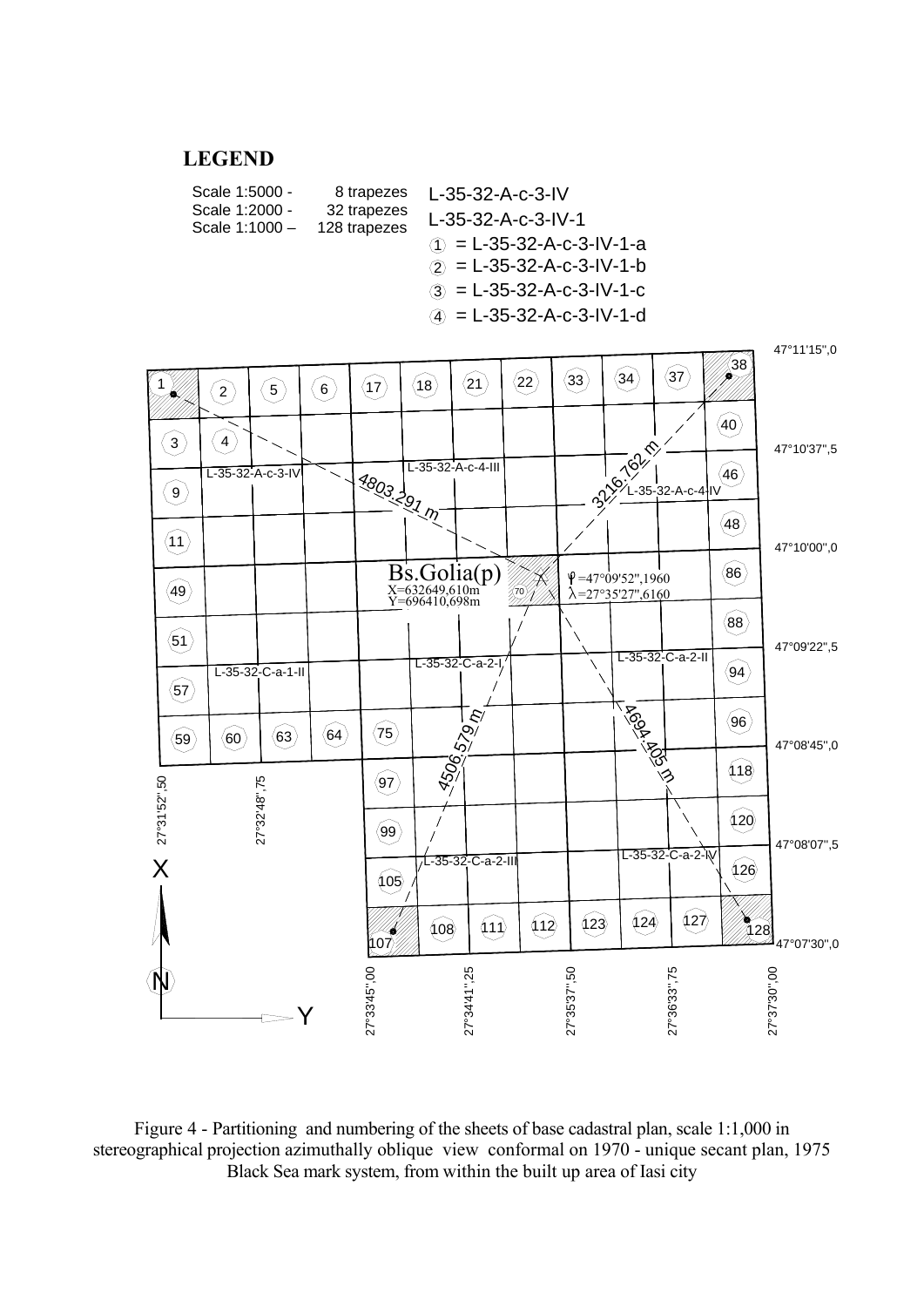**LEGEND**

Scale 1:5000 - 8 trapezes — L-35-32-A-c-3-IV

Scale 1:2000 - 32 trapezes — L-35-32-A-c-3-IV-1

Scale 1:1000 – 128 trapezes

- (1) = L-35-32-A-c-3-IV-1-a
- (2) = L-35-32-A-c-3-IV-1-b
- (3) = L-35-32-A-c-3-IV-1-c
- (4) = L-35-32-A-c-3-IV-1-d

Figure 4 - Partitioning and numbering of the sheets of base cadastral plan, scale 1:1,000 in stereographical projection azimuthally oblique view conformal on 1970 - unique secant plan, 1975 Black Sea mark system, from within the built up area of Iasi city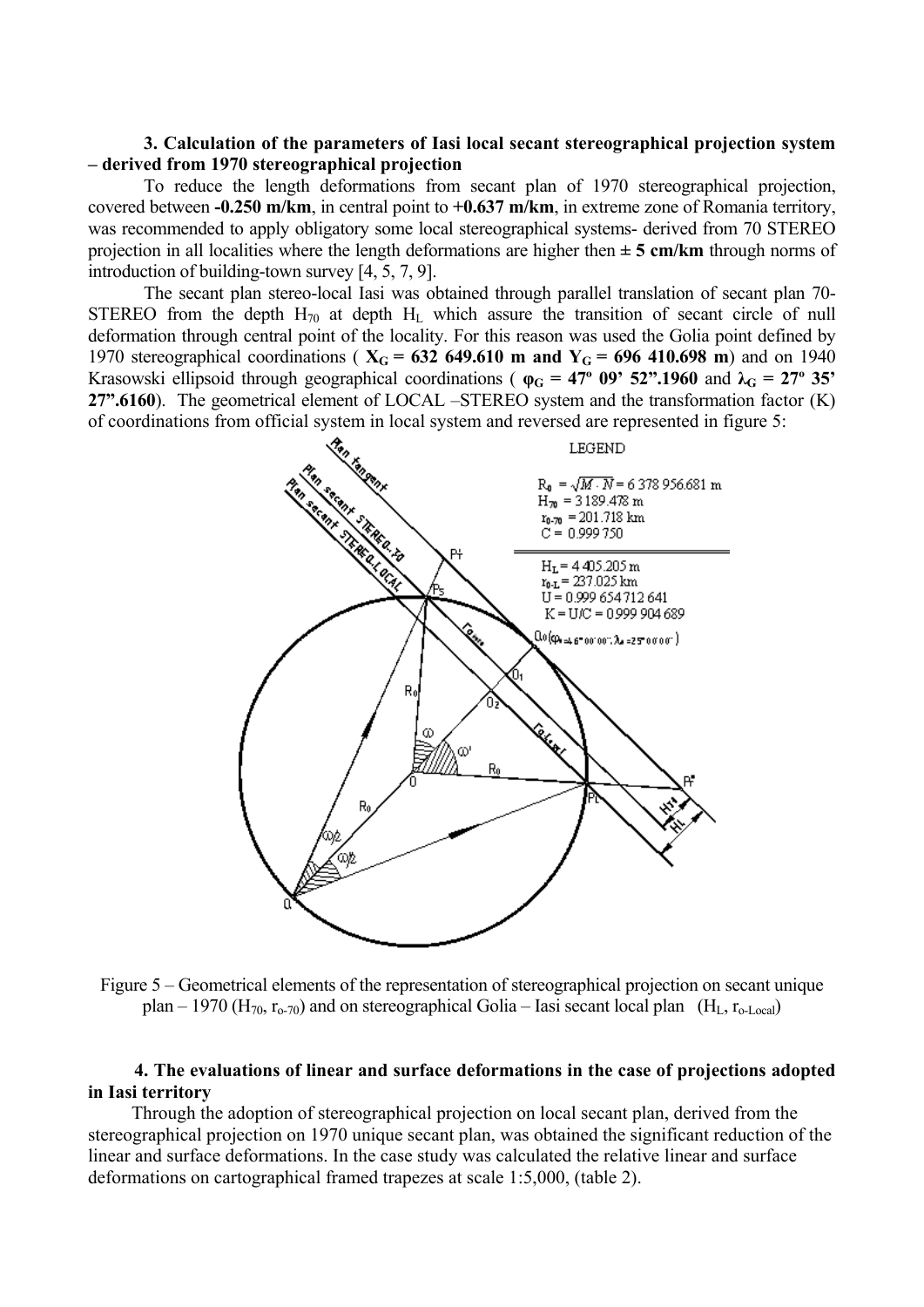### 3. Calculation of the parameters of Iasi local secant stereographical projection system – derived from 1970 stereographical projection

To reduce the length deformations from secant plan of 1970 stereographical projection, covered between **-0.250 m/km**, in central point to **+0.637 m/km**, in extreme zone of Romania territory, was recommended to apply obligatory some local stereographical systems- derived from 70 STEREO projection in all localities where the length deformations are higher then **± 5 cm/km** through norms of introduction of building-town survey [4, 5, 7, 9].

The secant plan stereo-local Iasi was obtained through parallel translation of secant plan 70-STEREO from the depth $H_{70}$ at depth $H_L$ which assure the transition of secant circle of null deformation through central point of the locality. For this reason was used the Golia point defined by 1970 stereographical coordinations ( **$X_G$ = 632 649.610 m and $Y_G$ = 696 410.698 m**) and on 1940 Krasowski ellipsoid through geographical coordinations ( **$\varphi_G$ = 47º 09' 52".1960** and **$\lambda_G$ = 27º 35' 27".6160**). The geometrical element of LOCAL –STEREO system and the transformation factor (K) of coordinations from official system in local system and reversed are represented in figure 5:

LEGEND

$R_0 = \sqrt{M \cdot N} = 6\,378\,956.681$ m
$H_{70} = 3\,189.478$ m
$r_{0\text{-}70} = 201.718$ km
$C = 0.999\,750$

$H_L = 4\,405.205$ m
$r_{0\text{-}L} = 237.025$ km
$U = 0.999\,654\,712\,641$
$K = U/C = 0.999\,904\,689$

Figure 5 – Geometrical elements of the representation of stereographical projection on secant unique plan – 1970 ($H_{70}$, $r_{o\text{-}70}$) and on stereographical Golia – Iasi secant local plan ($H_L$, $r_{o\text{-}Local}$)

### 4. The evaluations of linear and surface deformations in the case of projections adopted in Iasi territory

Through the adoption of stereographical projection on local secant plan, derived from the stereographical projection on 1970 unique secant plan, was obtained the significant reduction of the linear and surface deformations. In the case study was calculated the relative linear and surface deformations on cartographical framed trapezes at scale 1:5,000, (table 2).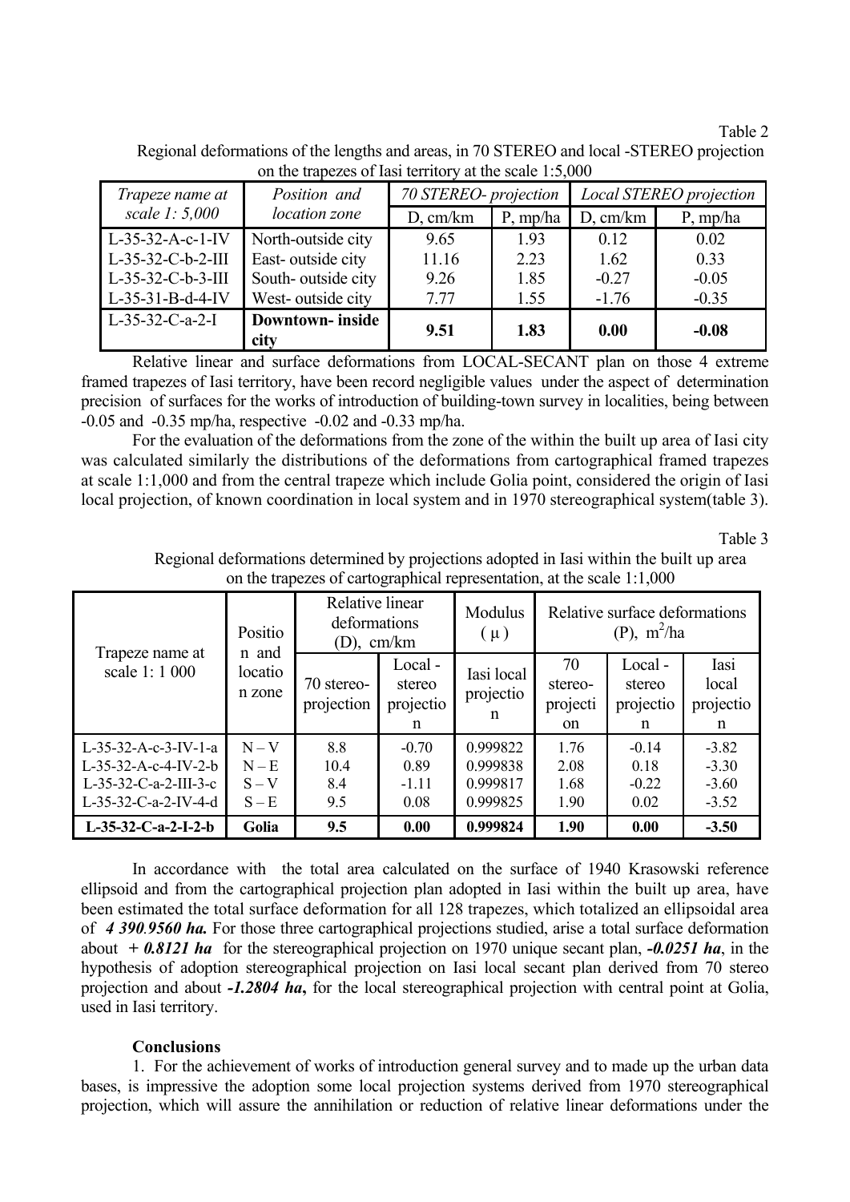Table 2

Regional deformations of the lengths and areas, in 70 STEREO and local -STEREO projection on the trapezes of Iasi territory at the scale 1:5,000

| *Trapeze name at scale 1: 5,000* | *Position and location zone* | *70 STEREO- projection* | | *Local STEREO projection* | |
|---|---|---|---|---|---|
| | | D, cm/km | P, mp/ha | D, cm/km | P, mp/ha |
| L-35-32-A-c-1-IV | North-outside city | 9.65 | 1.93 | 0.12 | 0.02 |
| L-35-32-C-b-2-III | East- outside city | 11.16 | 2.23 | 1.62 | 0.33 |
| L-35-32-C-b-3-III | South- outside city | 9.26 | 1.85 | -0.27 | -0.05 |
| L-35-31-B-d-4-IV | West- outside city | 7.77 | 1.55 | -1.76 | -0.35 |
| L-35-32-C-a-2-I | **Downtown- inside city** | **9.51** | **1.83** | **0.00** | **-0.08** |

Relative linear and surface deformations from LOCAL-SECANT plan on those 4 extreme framed trapezes of Iasi territory, have been record negligible values under the aspect of determination precision of surfaces for the works of introduction of building-town survey in localities, being between -0.05 and -0.35 mp/ha, respective -0.02 and -0.33 mp/ha.

For the evaluation of the deformations from the zone of the within the built up area of Iasi city was calculated similarly the distributions of the deformations from cartographical framed trapezes at scale 1:1,000 and from the central trapeze which include Golia point, considered the origin of Iasi local projection, of known coordination in local system and in 1970 stereographical system(table 3).

Table 3

Regional deformations determined by projections adopted in Iasi within the built up area on the trapezes of cartographical representation, at the scale 1:1,000

| Trapeze name at scale 1: 1 000 | Position and location zone | Relative linear deformations (D), cm/km | | Modulus ( μ ) | Relative surface deformations (P), $m^2$/ha | | |
|---|---|---|---|---|---|---|---|
| | | 70 stereo-projection | Local - stereo projection | Iasi local projection | 70 stereo-projection | Local - stereo projection | Iasi local projection |
| L-35-32-A-c-3-IV-1-a | N – V | 8.8 | -0.70 | 0.999822 | 1.76 | -0.14 | -3.82 |
| L-35-32-A-c-4-IV-2-b | N – E | 10.4 | 0.89 | 0.999838 | 2.08 | 0.18 | -3.30 |
| L-35-32-C-a-2-III-3-c | S – V | 8.4 | -1.11 | 0.999817 | 1.68 | -0.22 | -3.60 |
| L-35-32-C-a-2-IV-4-d | S – E | 9.5 | 0.08 | 0.999825 | 1.90 | 0.02 | -3.52 |
| **L-35-32-C-a-2-I-2-b** | **Golia** | **9.5** | **0.00** | **0.999824** | **1.90** | **0.00** | **-3.50** |

In accordance with the total area calculated on the surface of 1940 Krasowski reference ellipsoid and from the cartographical projection plan adopted in Iasi within the built up area, have been estimated the total surface deformation for all 128 trapezes, which totalized an ellipsoidal area of ***4 390.9560 ha.*** For those three cartographical projections studied, arise a total surface deformation about ***+ 0.8121 ha*** for the stereographical projection on 1970 unique secant plan, ***-0.0251 ha***, in the hypothesis of adoption stereographical projection on Iasi local secant plan derived from 70 stereo projection and about ***-1.2804 ha*****,** for the local stereographical projection with central point at Golia, used in Iasi territory.

**Conclusions**

1. For the achievement of works of introduction general survey and to made up the urban data bases, is impressive the adoption some local projection systems derived from 1970 stereographical projection, which will assure the annihilation or reduction of relative linear deformations under the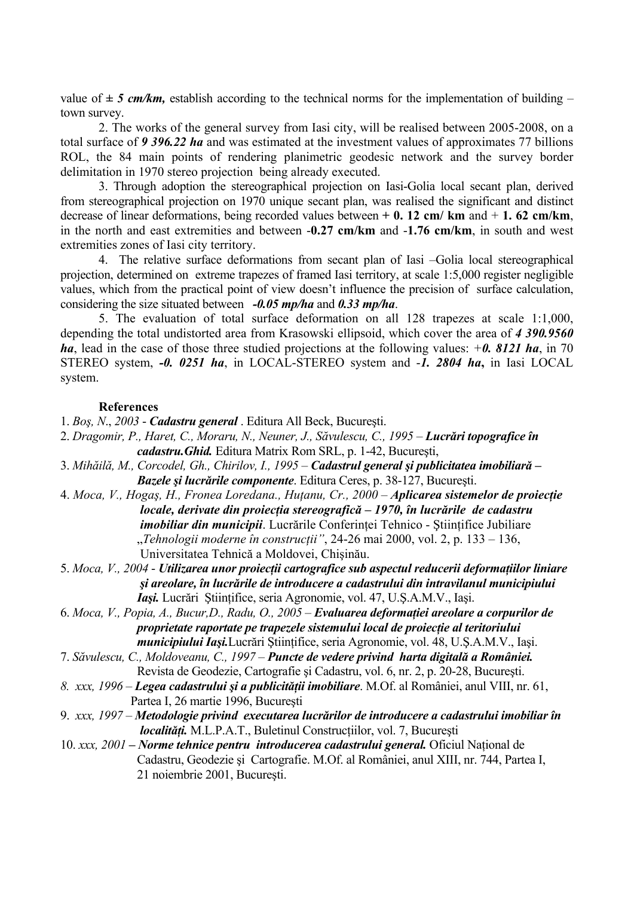value of ± ***5 cm/km,*** establish according to the technical norms for the implementation of building – town survey.

2. The works of the general survey from Iasi city, will be realised between 2005-2008, on a total surface of ***9 396.22 ha*** and was estimated at the investment values of approximates 77 billions ROL, the 84 main points of rendering planimetric geodesic network and the survey border delimitation in 1970 stereo projection being already executed.

3. Through adoption the stereographical projection on Iasi-Golia local secant plan, derived from stereographical projection on 1970 unique secant plan, was realised the significant and distinct decrease of linear deformations, being recorded values between **+ 0. 12 cm/ km** and + **1. 62 cm/km**, in the north and east extremities and between -**0.27 cm/km** and -**1.76 cm/km**, in south and west extremities zones of Iasi city territory.

4. The relative surface deformations from secant plan of Iasi –Golia local stereographical projection, determined on extreme trapezes of framed Iasi territory, at scale 1:5,000 register negligible values, which from the practical point of view doesn't influence the precision of surface calculation, considering the size situated between ***-0.05 mp/ha*** and ***0.33 mp/ha***.

5. The evaluation of total surface deformation on all 128 trapezes at scale 1:1,000, depending the total undistorted area from Krasowski ellipsoid, which cover the area of ***4 390.9560 ha***, lead in the case of those three studied projections at the following values: +***0. 8121 ha***, in 70 STEREO system, ***-0. 0251 ha***, in LOCAL-STEREO system and -***1. 2804 ha*, in Iasi LOCAL system.

**References**

1. *Boş, N*., *2003* - ***Cadastru general*** . Editura All Beck, Bucureşti.
2. *Dragomir, P., Haret, C., Moraru, N., Neuner, J., Săvulescu, C., 1995* – ***Lucrări topografice în cadastru.Ghid.*** Editura Matrix Rom SRL, p. 1-42, Bucureşti,
3. *Mihăilă, M., Corcodel, Gh., Chirilov, I., 1995* – ***Cadastrul general şi publicitatea imobiliară – Bazele şi lucrările componente***. Editura Ceres, p. 38-127, Bucureşti.
4. *Moca, V., Hogaş, H., Fronea Loredana., Huțanu, Cr., 2000* – ***Aplicarea sistemelor de proiecție locale, derivate din proiecția stereografică – 1970, în lucrările de cadastru imobiliar din municipii***. Lucrările Conferinței Tehnico - Ştiințifice Jubiliare „*Tehnologii moderne în construcții"*, 24-26 mai 2000, vol. 2, p. 133 – 136, Universitatea Tehnică a Moldovei, Chişinău.
5. *Moca, V., 2004* - ***Utilizarea unor proiecții cartografice sub aspectul reducerii deformațiilor liniare şi areolare, în lucrările de introducere a cadastrului din intravilanul municipiului Iaşi.*** Lucrări Ştiințifice, seria Agronomie, vol. 47, U.Ş.A.M.V., Iaşi.
6. *Moca, V., Popia, A., Bucur,D., Radu, O., 2005* – ***Evaluarea deformației areolare a corpurilor de proprietate raportate pe trapezele sistemului local de proiecție al teritoriului municipiului Iaşi.***Lucrări Ştiințifice, seria Agronomie, vol. 48, U.Ş.A.M.V., Iaşi.
7. *Săvulescu, C., Moldoveanu, C., 1997* – ***Puncte de vedere privind harta digitală a României.*** Revista de Geodezie, Cartografie şi Cadastru, vol. 6, nr. 2, p. 20-28, Bucureşti.
8. *xxx, 1996* – ***Legea cadastrului şi a publicității imobiliare***. M.Of. al României, anul VIII, nr. 61, Partea I, 26 martie 1996, Bucureşti
9. *xxx, 1997* – ***Metodologie privind executarea lucrărilor de introducere a cadastrului imobiliar în localități.*** M.L.P.A.T., Buletinul Construcțiilor, vol. 7, Bucureşti
10. *xxx, 2001* **–** ***Norme tehnice pentru introducerea cadastrului general.*** Oficiul Național de Cadastru, Geodezie şi Cartografie. M.Of. al României, anul XIII, nr. 744, Partea I, 21 noiembrie 2001, Bucureşti.